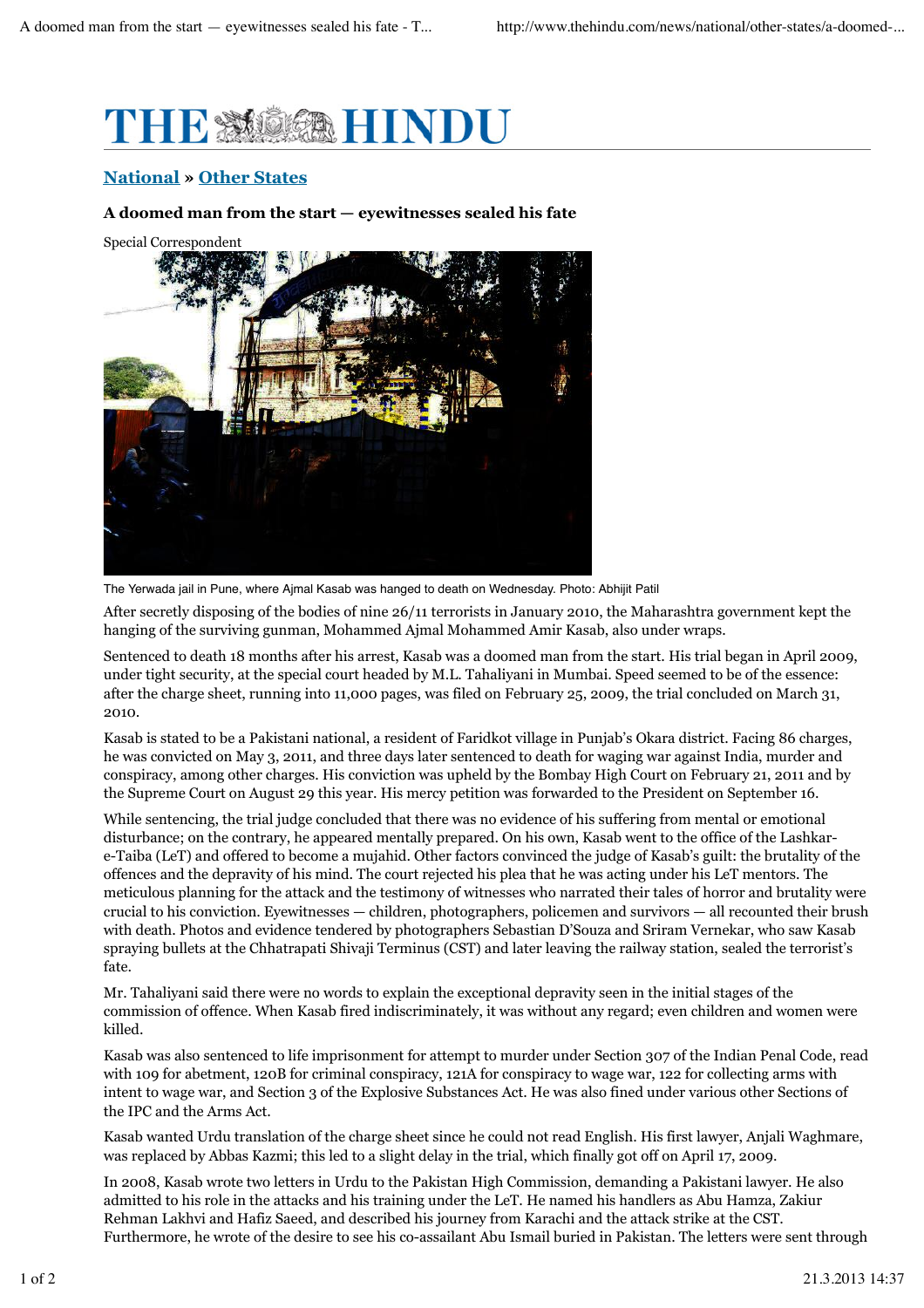# THE HINDU

**National** » **Other States**

### A doomed man from the start — eyewitnesses sealed his fate

Special Correspondent

The Yerwada jail in Pune, where Ajmal Kasab was hanged to death on Wednesday. Photo: Abhijit Patil

After secretly disposing of the bodies of nine 26/11 terrorists in January 2010, the Maharashtra government kept the hanging of the surviving gunman, Mohammed Ajmal Mohammed Amir Kasab, also under wraps.

Sentenced to death 18 months after his arrest, Kasab was a doomed man from the start. His trial began in April 2009, under tight security, at the special court headed by M.L. Tahaliyani in Mumbai. Speed seemed to be of the essence: after the charge sheet, running into 11,000 pages, was filed on February 25, 2009, the trial concluded on March 31, 2010.

Kasab is stated to be a Pakistani national, a resident of Faridkot village in Punjab's Okara district. Facing 86 charges, he was convicted on May 3, 2011, and three days later sentenced to death for waging war against India, murder and conspiracy, among other charges. His conviction was upheld by the Bombay High Court on February 21, 2011 and by the Supreme Court on August 29 this year. His mercy petition was forwarded to the President on September 16.

While sentencing, the trial judge concluded that there was no evidence of his suffering from mental or emotional disturbance; on the contrary, he appeared mentally prepared. On his own, Kasab went to the office of the Lashkar-e-Taiba (LeT) and offered to become a mujahid. Other factors convinced the judge of Kasab's guilt: the brutality of the offences and the depravity of his mind. The court rejected his plea that he was acting under his LeT mentors. The meticulous planning for the attack and the testimony of witnesses who narrated their tales of horror and brutality were crucial to his conviction. Eyewitnesses — children, photographers, policemen and survivors — all recounted their brush with death. Photos and evidence tendered by photographers Sebastian D'Souza and Sriram Vernekar, who saw Kasab spraying bullets at the Chhatrapati Shivaji Terminus (CST) and later leaving the railway station, sealed the terrorist's fate.

Mr. Tahaliyani said there were no words to explain the exceptional depravity seen in the initial stages of the commission of offence. When Kasab fired indiscriminately, it was without any regard; even children and women were killed.

Kasab was also sentenced to life imprisonment for attempt to murder under Section 307 of the Indian Penal Code, read with 109 for abetment, 120B for criminal conspiracy, 121A for conspiracy to wage war, 122 for collecting arms with intent to wage war, and Section 3 of the Explosive Substances Act. He was also fined under various other Sections of the IPC and the Arms Act.

Kasab wanted Urdu translation of the charge sheet since he could not read English. His first lawyer, Anjali Waghmare, was replaced by Abbas Kazmi; this led to a slight delay in the trial, which finally got off on April 17, 2009.

In 2008, Kasab wrote two letters in Urdu to the Pakistan High Commission, demanding a Pakistani lawyer. He also admitted to his role in the attacks and his training under the LeT. He named his handlers as Abu Hamza, Zakiur Rehman Lakhvi and Hafiz Saeed, and described his journey from Karachi and the attack strike at the CST. Furthermore, he wrote of the desire to see his co-assailant Abu Ismail buried in Pakistan. The letters were sent through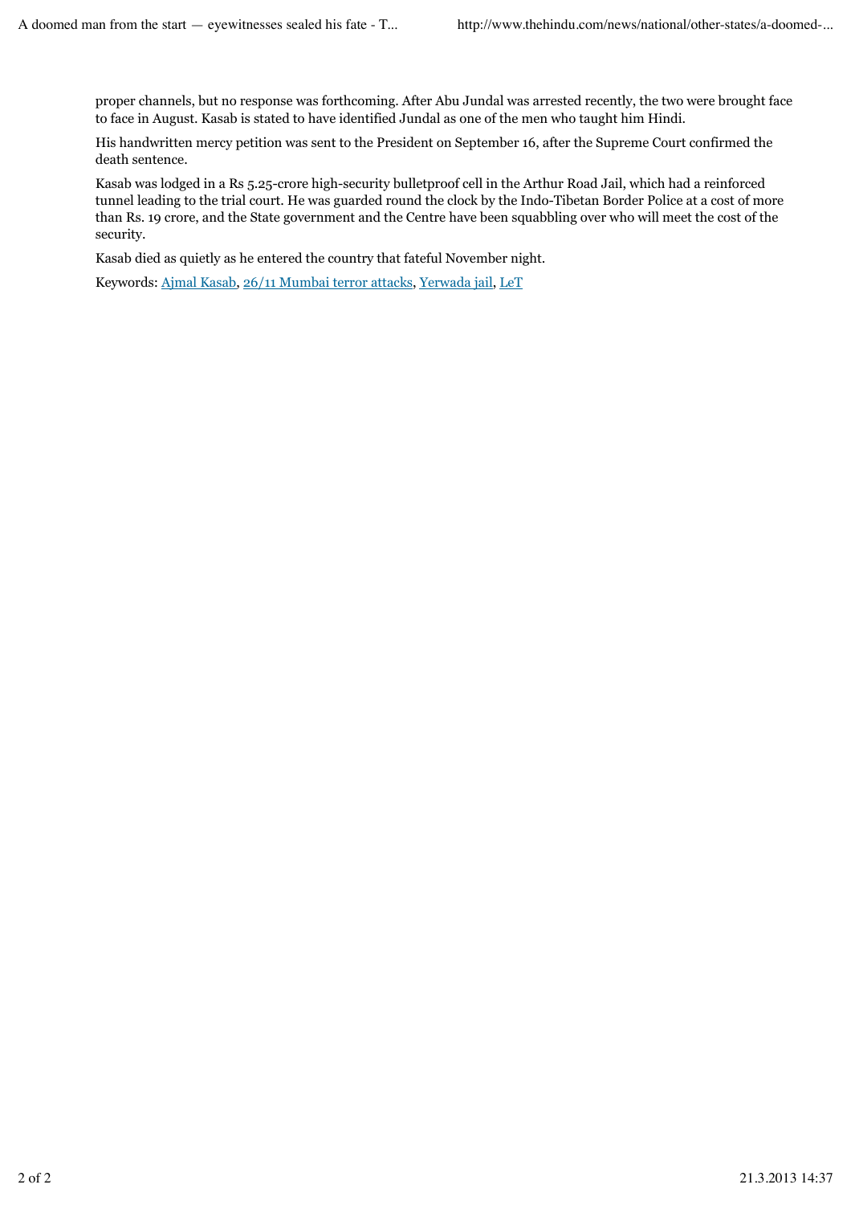proper channels, but no response was forthcoming. After Abu Jundal was arrested recently, the two were brought face to face in August. Kasab is stated to have identified Jundal as one of the men who taught him Hindi.

His handwritten mercy petition was sent to the President on September 16, after the Supreme Court confirmed the death sentence.

Kasab was lodged in a Rs 5.25-crore high-security bulletproof cell in the Arthur Road Jail, which had a reinforced tunnel leading to the trial court. He was guarded round the clock by the Indo-Tibetan Border Police at a cost of more than Rs. 19 crore, and the State government and the Centre have been squabbling over who will meet the cost of the security.

Kasab died as quietly as he entered the country that fateful November night.

Keywords: Ajmal Kasab, 26/11 Mumbai terror attacks, Yerwada jail, LeT